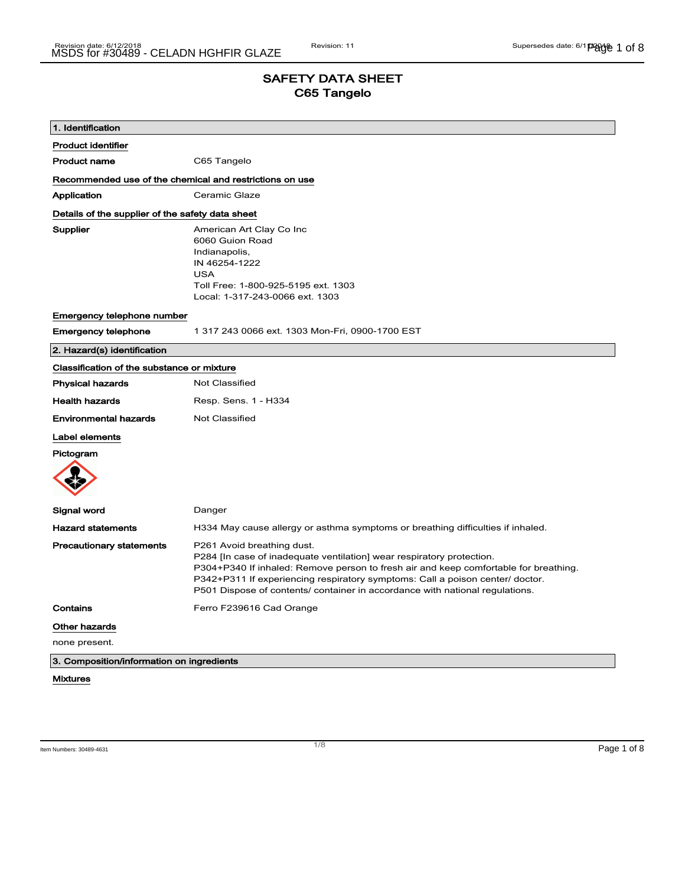# SAFETY DATA SHEET
## C65 Tangelo

### 1. Identification

**Product identifier**

| | |
|---|---|
| **Product name** | C65 Tangelo |

**Recommended use of the chemical and restrictions on use**

| | |
|---|---|
| **Application** | Ceramic Glaze |

**Details of the supplier of the safety data sheet**

**Supplier**
American Art Clay Co Inc
6060 Guion Road
Indianapolis,
IN 46254-1222
USA
Toll Free: 1-800-925-5195 ext. 1303
Local: 1-317-243-0066 ext. 1303

**Emergency telephone number**

| | |
|---|---|
| **Emergency telephone** | 1 317 243 0066 ext. 1303 Mon-Fri, 0900-1700 EST |

### 2. Hazard(s) identification

**Classification of the substance or mixture**

| | |
|---|---|
| **Physical hazards** | Not Classified |
| **Health hazards** | Resp. Sens. 1 - H334 |
| **Environmental hazards** | Not Classified |

**Label elements**

**Pictogram**

**Signal word** Danger

**Hazard statements** H334 May cause allergy or asthma symptoms or breathing difficulties if inhaled.

**Precautionary statements**
P261 Avoid breathing dust.
P284 [In case of inadequate ventilation] wear respiratory protection.
P304+P340 If inhaled: Remove person to fresh air and keep comfortable for breathing.
P342+P311 If experiencing respiratory symptoms: Call a poison center/ doctor.
P501 Dispose of contents/ container in accordance with national regulations.

**Contains** Ferro F239616 Cad Orange

**Other hazards**

none present.

### 3. Composition/information on ingredients

**Mixtures**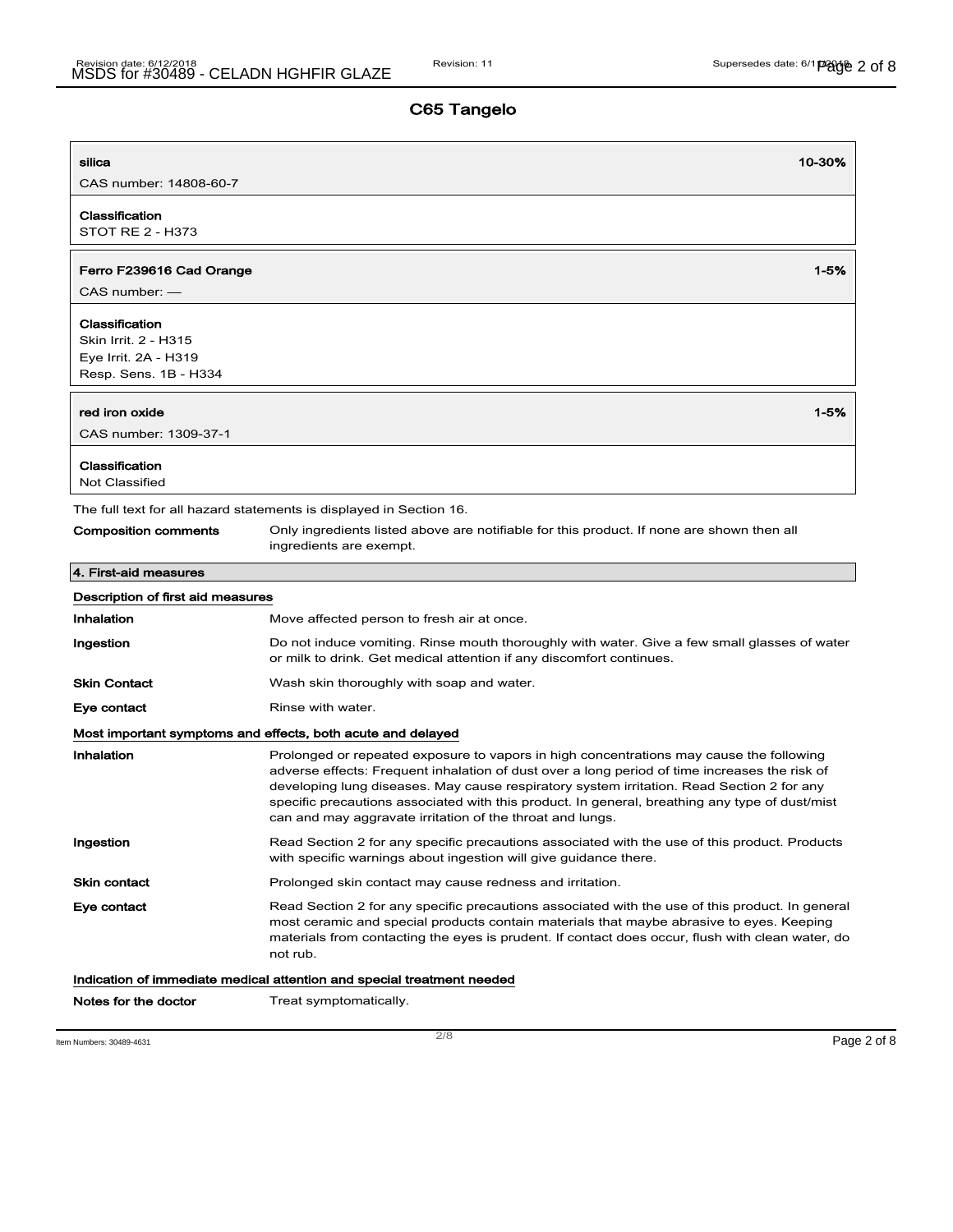## C65 Tangelo

| **silica** | **10-30%** |
|---|---|
| CAS number: 14808-60-7 | |
| **Classification**<br>STOT RE 2 - H373 | |

| **Ferro F239616 Cad Orange** | **1-5%** |
|---|---|
| CAS number: — | |
| **Classification**<br>Skin Irrit. 2 - H315<br>Eye Irrit. 2A - H319<br>Resp. Sens. 1B - H334 | |

| **red iron oxide** | **1-5%** |
|---|---|
| CAS number: 1309-37-1 | |
| **Classification**<br>Not Classified | |

The full text for all hazard statements is displayed in Section 16.

**Composition comments** Only ingredients listed above are notifiable for this product. If none are shown then all ingredients are exempt.

## 4. First-aid measures

### Description of first aid measures

**Inhalation** Move affected person to fresh air at once.

**Ingestion** Do not induce vomiting. Rinse mouth thoroughly with water. Give a few small glasses of water or milk to drink. Get medical attention if any discomfort continues.

**Skin Contact** Wash skin thoroughly with soap and water.

**Eye contact** Rinse with water.

### Most important symptoms and effects, both acute and delayed

**Inhalation** Prolonged or repeated exposure to vapors in high concentrations may cause the following adverse effects: Frequent inhalation of dust over a long period of time increases the risk of developing lung diseases. May cause respiratory system irritation. Read Section 2 for any specific precautions associated with this product. In general, breathing any type of dust/mist can and may aggravate irritation of the throat and lungs.

**Ingestion** Read Section 2 for any specific precautions associated with the use of this product. Products with specific warnings about ingestion will give guidance there.

**Skin contact** Prolonged skin contact may cause redness and irritation.

**Eye contact** Read Section 2 for any specific precautions associated with the use of this product. In general most ceramic and special products contain materials that maybe abrasive to eyes. Keeping materials from contacting the eyes is prudent. If contact does occur, flush with clean water, do not rub.

### Indication of immediate medical attention and special treatment needed

**Notes for the doctor** Treat symptomatically.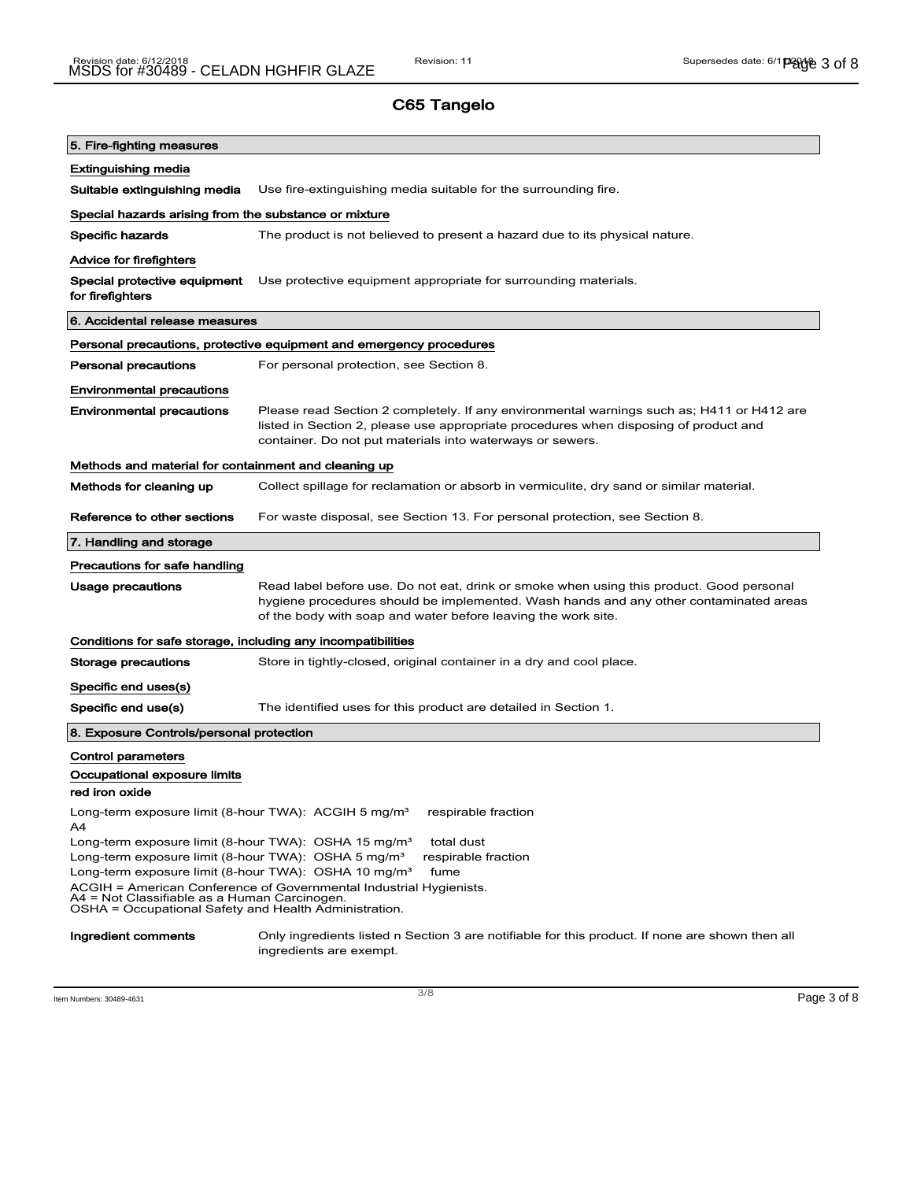# C65 Tangelo

## 5. Fire-fighting measures

### Extinguishing media

**Suitable extinguishing media** Use fire-extinguishing media suitable for the surrounding fire.

### Special hazards arising from the substance or mixture

**Specific hazards** The product is not believed to present a hazard due to its physical nature.

### Advice for firefighters

**Special protective equipment for firefighters** Use protective equipment appropriate for surrounding materials.

## 6. Accidental release measures

### Personal precautions, protective equipment and emergency procedures

**Personal precautions** For personal protection, see Section 8.

### Environmental precautions

**Environmental precautions** Please read Section 2 completely. If any environmental warnings such as; H411 or H412 are listed in Section 2, please use appropriate procedures when disposing of product and container. Do not put materials into waterways or sewers.

### Methods and material for containment and cleaning up

**Methods for cleaning up** Collect spillage for reclamation or absorb in vermiculite, dry sand or similar material.

**Reference to other sections** For waste disposal, see Section 13. For personal protection, see Section 8.

## 7. Handling and storage

### Precautions for safe handling

**Usage precautions** Read label before use. Do not eat, drink or smoke when using this product. Good personal hygiene procedures should be implemented. Wash hands and any other contaminated areas of the body with soap and water before leaving the work site.

### Conditions for safe storage, including any incompatibilities

**Storage precautions** Store in tightly-closed, original container in a dry and cool place.

### Specific end uses(s)

**Specific end use(s)** The identified uses for this product are detailed in Section 1.

## 8. Exposure Controls/personal protection

### Control parameters

### Occupational exposure limits

**red iron oxide**

Long-term exposure limit (8-hour TWA): ACGIH 5 mg/m³ respirable fraction
A4
Long-term exposure limit (8-hour TWA): OSHA 15 mg/m³ total dust
Long-term exposure limit (8-hour TWA): OSHA 5 mg/m³ respirable fraction
Long-term exposure limit (8-hour TWA): OSHA 10 mg/m³ fume

ACGIH = American Conference of Governmental Industrial Hygienists.
A4 = Not Classifiable as a Human Carcinogen.
OSHA = Occupational Safety and Health Administration.

**Ingredient comments** Only ingredients listed n Section 3 are notifiable for this product. If none are shown then all ingredients are exempt.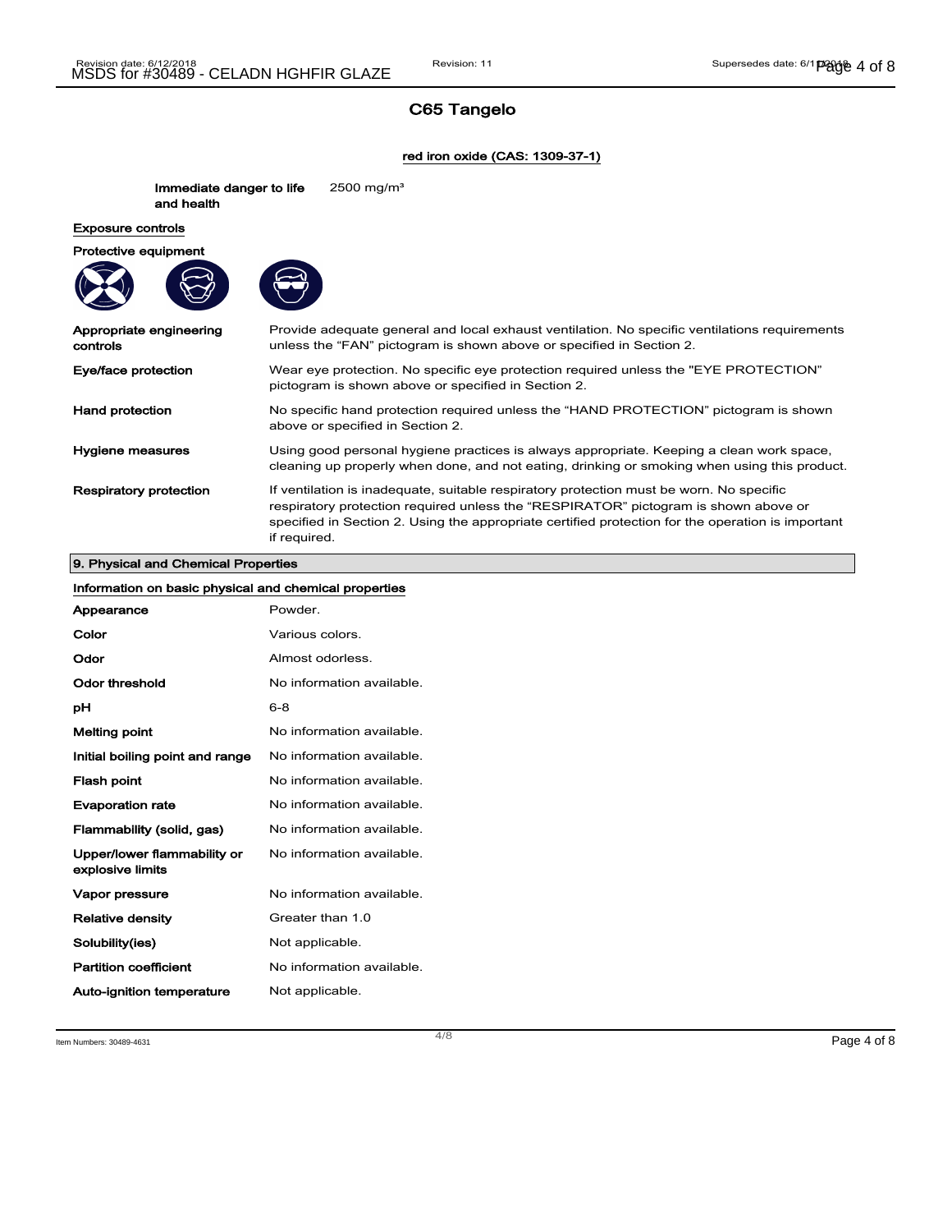## C65 Tangelo

red iron oxide (CAS: 1309-37-1)

Immediate danger to life and health 2500 mg/m³

**Exposure controls**

**Protective equipment**

| | |
|---|---|
| **Appropriate engineering controls** | Provide adequate general and local exhaust ventilation. No specific ventilations requirements unless the "FAN" pictogram is shown above or specified in Section 2. |
| **Eye/face protection** | Wear eye protection. No specific eye protection required unless the "EYE PROTECTION" pictogram is shown above or specified in Section 2. |
| **Hand protection** | No specific hand protection required unless the "HAND PROTECTION" pictogram is shown above or specified in Section 2. |
| **Hygiene measures** | Using good personal hygiene practices is always appropriate. Keeping a clean work space, cleaning up properly when done, and not eating, drinking or smoking when using this product. |
| **Respiratory protection** | If ventilation is inadequate, suitable respiratory protection must be worn. No specific respiratory protection required unless the "RESPIRATOR" pictogram is shown above or specified in Section 2. Using the appropriate certified protection for the operation is important if required. |

## 9. Physical and Chemical Properties

**Information on basic physical and chemical properties**

| | |
|---|---|
| **Appearance** | Powder. |
| **Color** | Various colors. |
| **Odor** | Almost odorless. |
| **Odor threshold** | No information available. |
| **pH** | 6-8 |
| **Melting point** | No information available. |
| **Initial boiling point and range** | No information available. |
| **Flash point** | No information available. |
| **Evaporation rate** | No information available. |
| **Flammability (solid, gas)** | No information available. |
| **Upper/lower flammability or explosive limits** | No information available. |
| **Vapor pressure** | No information available. |
| **Relative density** | Greater than 1.0 |
| **Solubility(ies)** | Not applicable. |
| **Partition coefficient** | No information available. |
| **Auto-ignition temperature** | Not applicable. |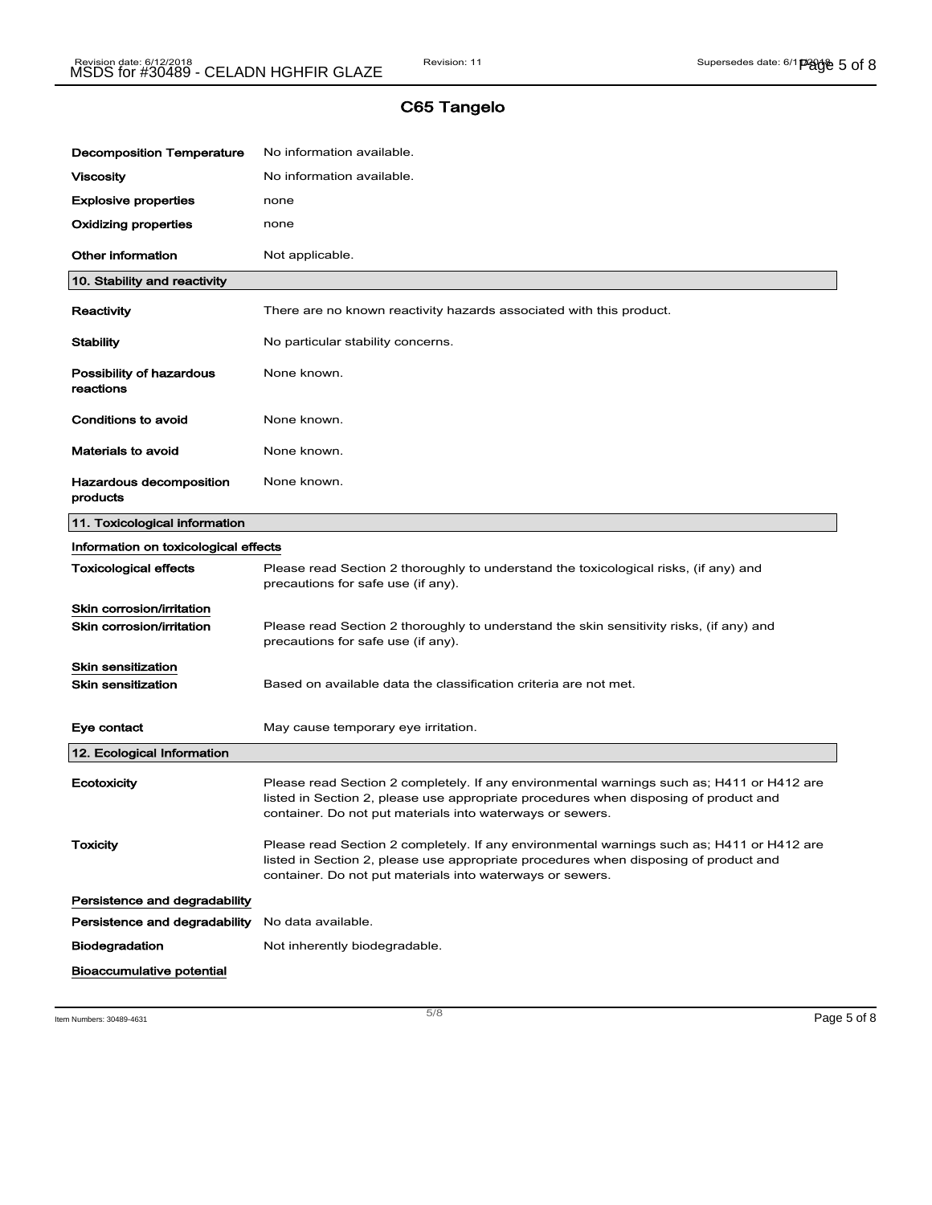## C65 Tangelo

| | |
|---|---|
| **Decomposition Temperature** | No information available. |
| **Viscosity** | No information available. |
| **Explosive properties** | none |
| **Oxidizing properties** | none |
| **Other information** | Not applicable. |

### 10. Stability and reactivity

| | |
|---|---|
| **Reactivity** | There are no known reactivity hazards associated with this product. |
| **Stability** | No particular stability concerns. |
| **Possibility of hazardous reactions** | None known. |
| **Conditions to avoid** | None known. |
| **Materials to avoid** | None known. |
| **Hazardous decomposition products** | None known. |

### 11. Toxicological information

**Information on toxicological effects**

| | |
|---|---|
| **Toxicological effects** | Please read Section 2 thoroughly to understand the toxicological risks, (if any) and precautions for safe use (if any). |

**Skin corrosion/irritation**

| | |
|---|---|
| **Skin corrosion/irritation** | Please read Section 2 thoroughly to understand the skin sensitivity risks, (if any) and precautions for safe use (if any). |

**Skin sensitization**

| | |
|---|---|
| **Skin sensitization** | Based on available data the classification criteria are not met. |
| **Eye contact** | May cause temporary eye irritation. |

### 12. Ecological Information

| | |
|---|---|
| **Ecotoxicity** | Please read Section 2 completely. If any environmental warnings such as; H411 or H412 are listed in Section 2, please use appropriate procedures when disposing of product and container. Do not put materials into waterways or sewers. |
| **Toxicity** | Please read Section 2 completely. If any environmental warnings such as; H411 or H412 are listed in Section 2, please use appropriate procedures when disposing of product and container. Do not put materials into waterways or sewers. |

**Persistence and degradability**

| | |
|---|---|
| **Persistence and degradability** | No data available. |
| **Biodegradation** | Not inherently biodegradable. |

**Bioaccumulative potential**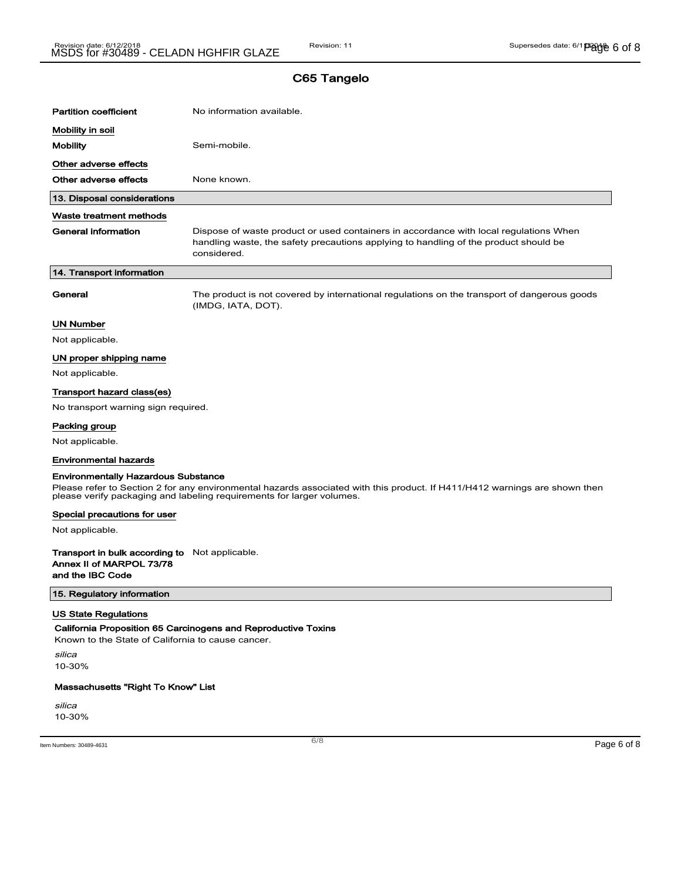## C65 Tangelo

| | |
|---|---|
| **Partition coefficient** | No information available. |

**Mobility in soil**

| | |
|---|---|
| **Mobility** | Semi-mobile. |

**Other adverse effects**

| | |
|---|---|
| **Other adverse effects** | None known. |

## 13. Disposal considerations

**Waste treatment methods**

| | |
|---|---|
| **General information** | Dispose of waste product or used containers in accordance with local regulations When handling waste, the safety precautions applying to handling of the product should be considered. |

## 14. Transport information

| | |
|---|---|
| **General** | The product is not covered by international regulations on the transport of dangerous goods (IMDG, IATA, DOT). |

**UN Number**

Not applicable.

**UN proper shipping name**

Not applicable.

**Transport hazard class(es)**

No transport warning sign required.

**Packing group**

Not applicable.

**Environmental hazards**

**Environmentally Hazardous Substance**

Please refer to Section 2 for any environmental hazards associated with this product. If H411/H412 warnings are shown then please verify packaging and labeling requirements for larger volumes.

**Special precautions for user**

Not applicable.

| | |
|---|---|
| **Transport in bulk according to Annex II of MARPOL 73/78 and the IBC Code** | Not applicable. |

## 15. Regulatory information

**US State Regulations**

**California Proposition 65 Carcinogens and Reproductive Toxins**

Known to the State of California to cause cancer.

*silica*
10-30%

**Massachusetts "Right To Know" List**

*silica*
10-30%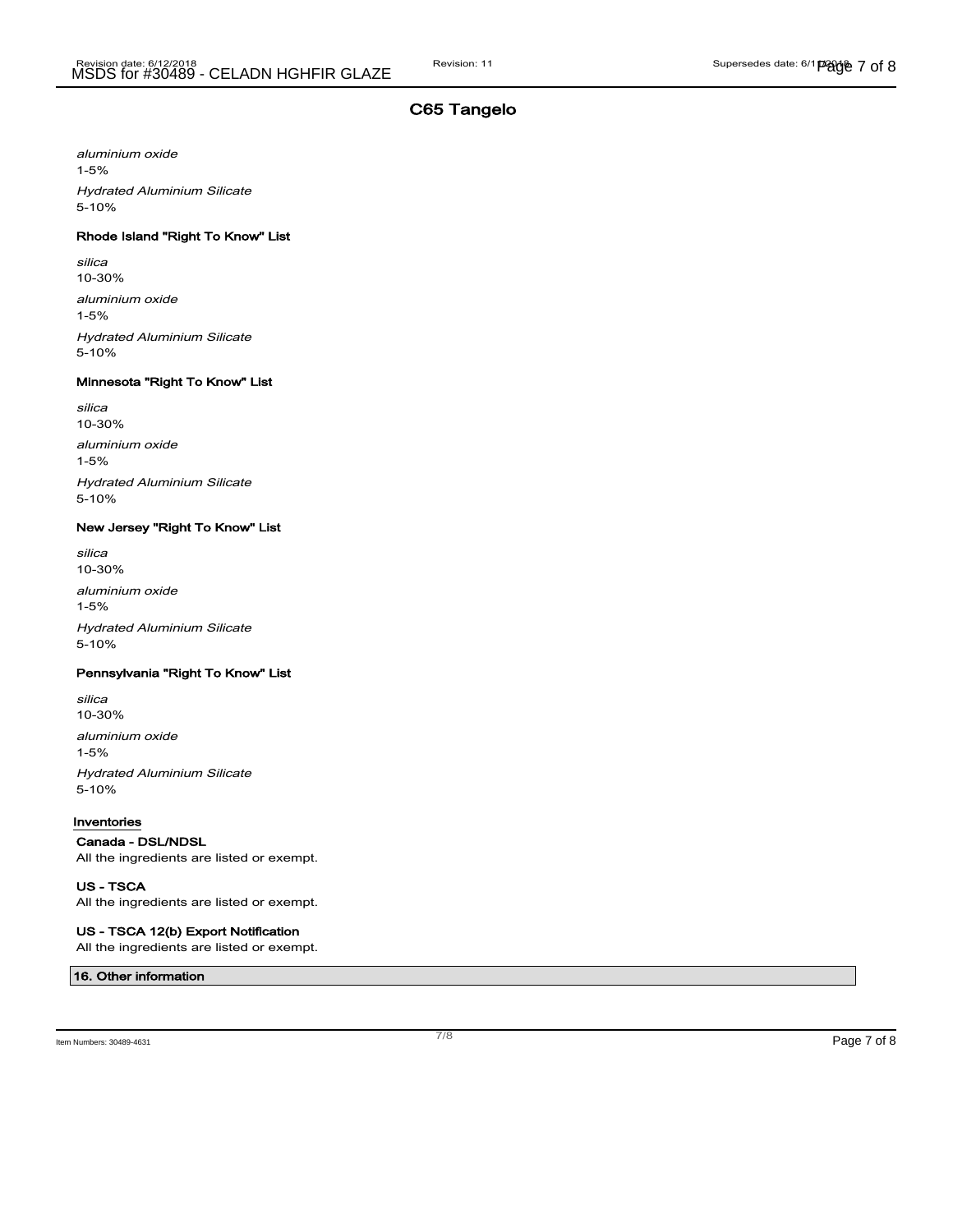## C65 Tangelo

*aluminium oxide*
1-5%

*Hydrated Aluminium Silicate*
5-10%

**Rhode Island "Right To Know" List**

*silica*
10-30%

*aluminium oxide*
1-5%

*Hydrated Aluminium Silicate*
5-10%

**Minnesota "Right To Know" List**

*silica*
10-30%

*aluminium oxide*
1-5%

*Hydrated Aluminium Silicate*
5-10%

**New Jersey "Right To Know" List**

*silica*
10-30%

*aluminium oxide*
1-5%

*Hydrated Aluminium Silicate*
5-10%

**Pennsylvania "Right To Know" List**

*silica*
10-30%

*aluminium oxide*
1-5%

*Hydrated Aluminium Silicate*
5-10%

### Inventories

**Canada - DSL/NDSL**
All the ingredients are listed or exempt.

**US - TSCA**
All the ingredients are listed or exempt.

**US - TSCA 12(b) Export Notification**
All the ingredients are listed or exempt.

## 16. Other information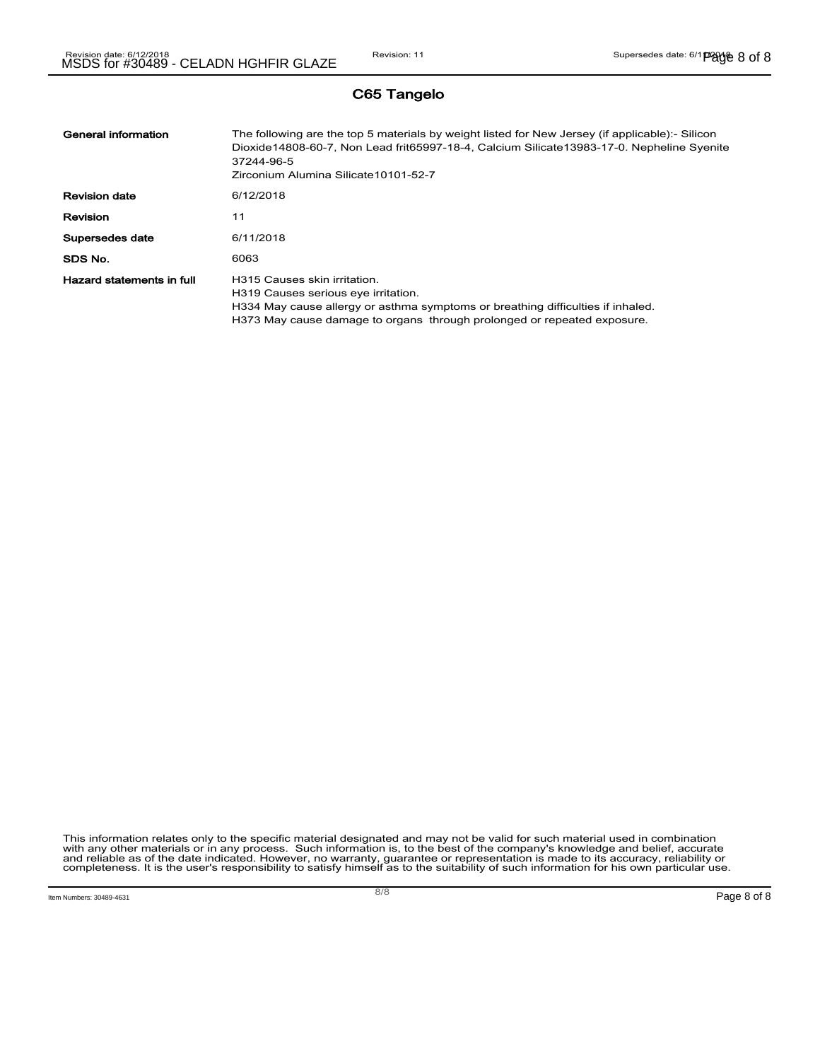# C65 Tangelo

| | |
|---|---|
| **General information** | The following are the top 5 materials by weight listed for New Jersey (if applicable):- Silicon Dioxide14808-60-7, Non Lead frit65997-18-4, Calcium Silicate13983-17-0. Nepheline Syenite 37244-96-5<br>Zirconium Alumina Silicate10101-52-7 |
| **Revision date** | 6/12/2018 |
| **Revision** | 11 |
| **Supersedes date** | 6/11/2018 |
| **SDS No.** | 6063 |
| **Hazard statements in full** | H315 Causes skin irritation.<br>H319 Causes serious eye irritation.<br>H334 May cause allergy or asthma symptoms or breathing difficulties if inhaled.<br>H373 May cause damage to organs through prolonged or repeated exposure. |

This information relates only to the specific material designated and may not be valid for such material used in combination with any other materials or in any process. Such information is, to the best of the company's knowledge and belief, accurate and reliable as of the date indicated. However, no warranty, guarantee or representation is made to its accuracy, reliability or completeness. It is the user's responsibility to satisfy himself as to the suitability of such information for his own particular use.

Item Numbers: 30489-4631